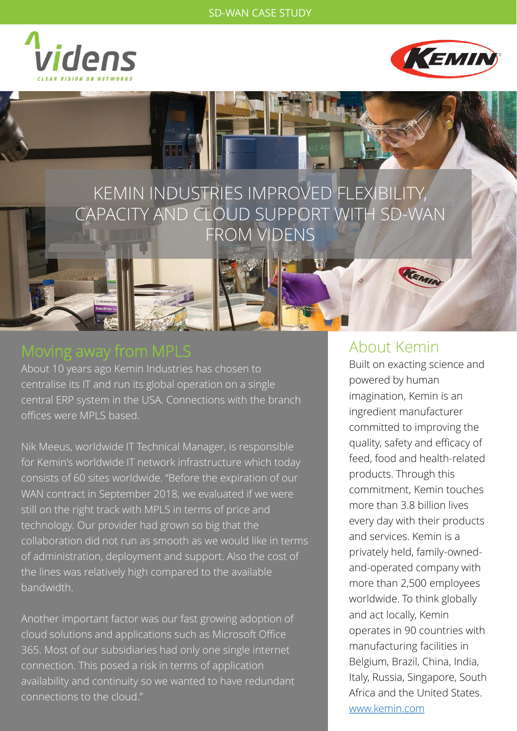SD-WAN CASE STUDY

# KEMIN INDUSTRIES IMPROVED FLEXIBILITY, CAPACITY AND CLOUD SUPPORT WITH SD-WAN FROM VIDENS

## Moving away from MPLS

About 10 years ago Kemin Industries has chosen to centralise its IT and run its global operation on a single central ERP system in the USA. Connections with the branch offices were MPLS based.

Nik Meeus, worldwide IT Technical Manager, is responsible for Kemin's worldwide IT network infrastructure which today consists of 60 sites worldwide. "Before the expiration of our WAN contract in September 2018, we evaluated if we were still on the right track with MPLS in terms of price and technology. Our provider had grown so big that the collaboration did not run as smooth as we would like in terms of administration, deployment and support. Also the cost of the lines was relatively high compared to the available bandwidth.

Another important factor was our fast growing adoption of cloud solutions and applications such as Microsoft Office 365. Most of our subsidiaries had only one single internet connection. This posed a risk in terms of application availability and continuity so we wanted to have redundant connections to the cloud."

## About Kemin

Built on exacting science and powered by human imagination, Kemin is an ingredient manufacturer committed to improving the quality, safety and efficacy of feed, food and health-related products. Through this commitment, Kemin touches more than 3.8 billion lives every day with their products and services. Kemin is a privately held, family-owned-and-operated company with more than 2,500 employees worldwide. To think globally and act locally, Kemin operates in 90 countries with manufacturing facilities in Belgium, Brazil, China, India, Italy, Russia, Singapore, South Africa and the United States.

[www.kemin.com](http://www.kemin.com)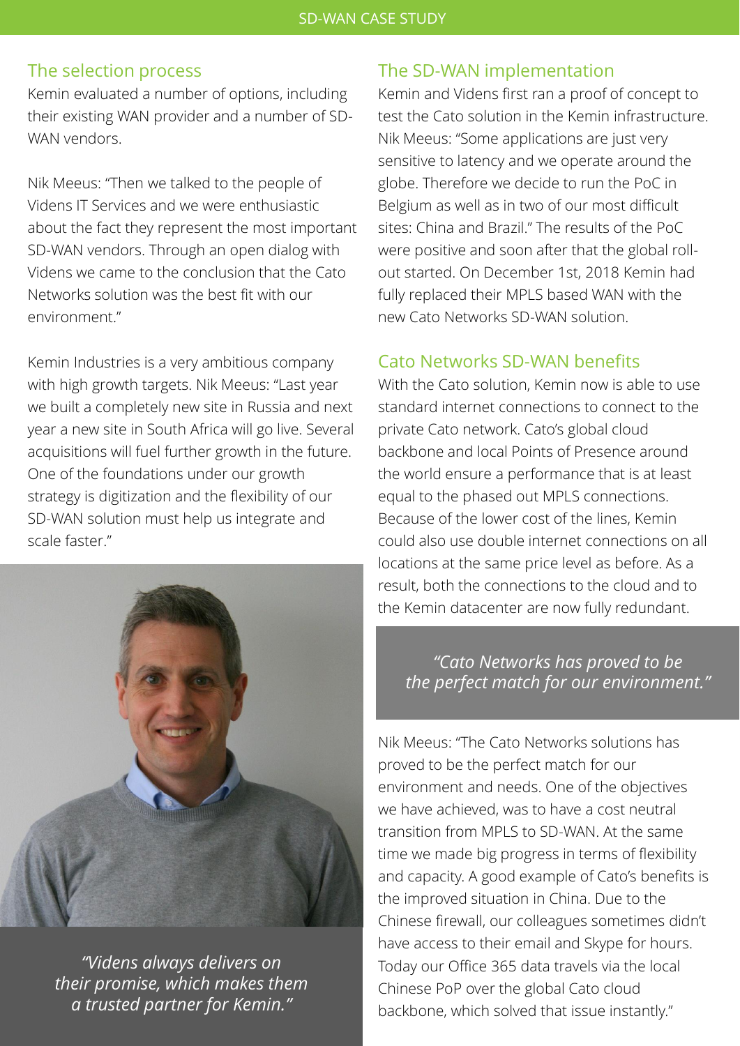## The selection process

Kemin evaluated a number of options, including their existing WAN provider and a number of SD-WAN vendors.

Nik Meeus: "Then we talked to the people of Videns IT Services and we were enthusiastic about the fact they represent the most important SD-WAN vendors. Through an open dialog with Videns we came to the conclusion that the Cato Networks solution was the best fit with our environment."

Kemin Industries is a very ambitious company with high growth targets. Nik Meeus: "Last year we built a completely new site in Russia and next year a new site in South Africa will go live. Several acquisitions will fuel further growth in the future. One of the foundations under our growth strategy is digitization and the flexibility of our SD-WAN solution must help us integrate and scale faster."

> *"Videns always delivers on their promise, which makes them a trusted partner for Kemin."*

## The SD-WAN implementation

Kemin and Videns first ran a proof of concept to test the Cato solution in the Kemin infrastructure. Nik Meeus: "Some applications are just very sensitive to latency and we operate around the globe. Therefore we decide to run the PoC in Belgium as well as in two of our most difficult sites: China and Brazil." The results of the PoC were positive and soon after that the global roll-out started. On December 1st, 2018 Kemin had fully replaced their MPLS based WAN with the new Cato Networks SD-WAN solution.

## Cato Networks SD-WAN benefits

With the Cato solution, Kemin now is able to use standard internet connections to connect to the private Cato network. Cato's global cloud backbone and local Points of Presence around the world ensure a performance that is at least equal to the phased out MPLS connections. Because of the lower cost of the lines, Kemin could also use double internet connections on all locations at the same price level as before. As a result, both the connections to the cloud and to the Kemin datacenter are now fully redundant.

> *"Cato Networks has proved to be the perfect match for our environment."*

Nik Meeus: "The Cato Networks solutions has proved to be the perfect match for our environment and needs. One of the objectives we have achieved, was to have a cost neutral transition from MPLS to SD-WAN. At the same time we made big progress in terms of flexibility and capacity. A good example of Cato's benefits is the improved situation in China. Due to the Chinese firewall, our colleagues sometimes didn't have access to their email and Skype for hours. Today our Office 365 data travels via the local Chinese PoP over the global Cato cloud backbone, which solved that issue instantly."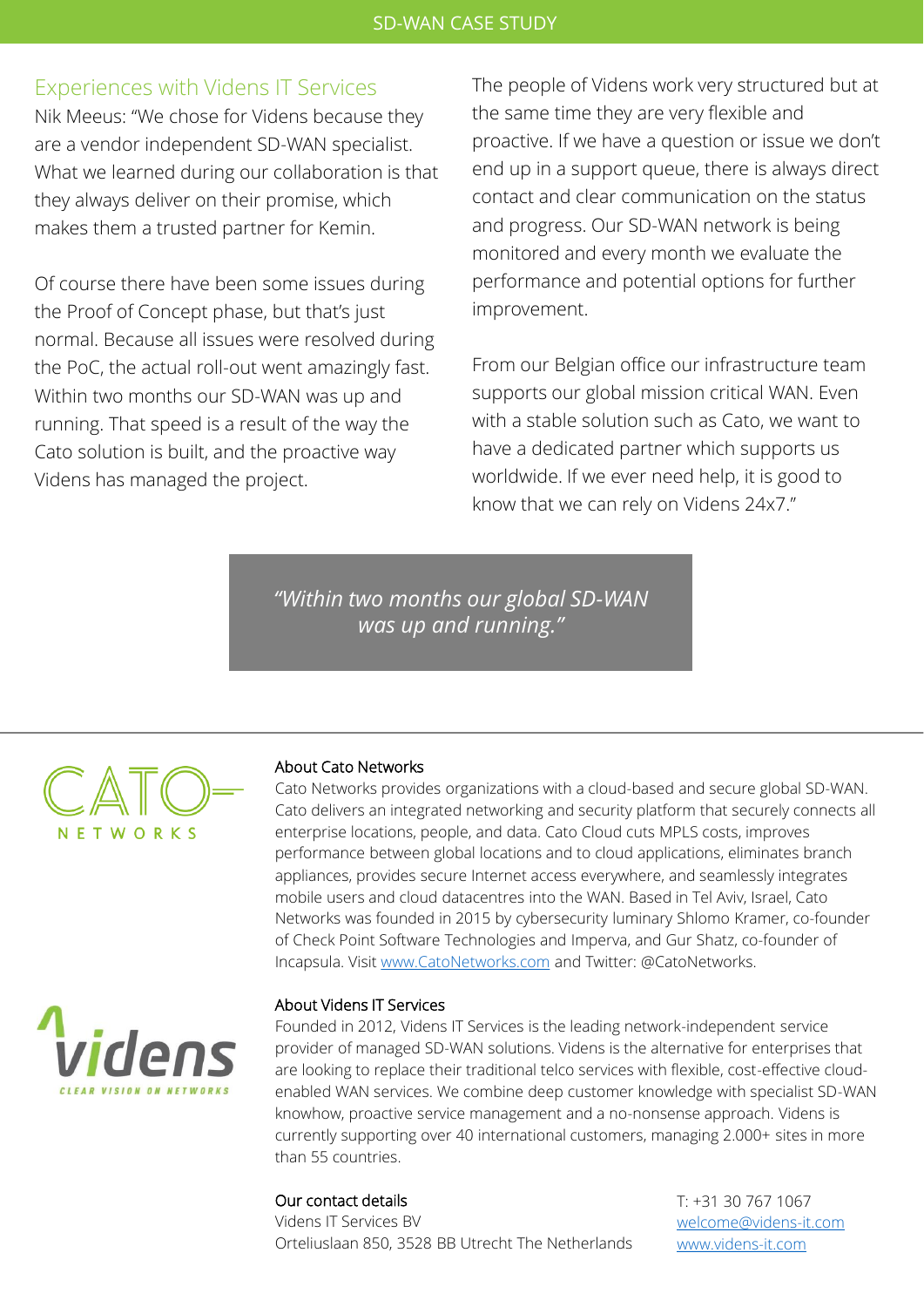## Experiences with Videns IT Services

Nik Meeus: "We chose for Videns because they are a vendor independent SD-WAN specialist. What we learned during our collaboration is that they always deliver on their promise, which makes them a trusted partner for Kemin.

Of course there have been some issues during the Proof of Concept phase, but that's just normal. Because all issues were resolved during the PoC, the actual roll-out went amazingly fast. Within two months our SD-WAN was up and running. That speed is a result of the way the Cato solution is built, and the proactive way Videns has managed the project.

The people of Videns work very structured but at the same time they are very flexible and proactive. If we have a question or issue we don't end up in a support queue, there is always direct contact and clear communication on the status and progress. Our SD-WAN network is being monitored and every month we evaluate the performance and potential options for further improvement.

From our Belgian office our infrastructure team supports our global mission critical WAN. Even with a stable solution such as Cato, we want to have a dedicated partner which supports us worldwide. If we ever need help, it is good to know that we can rely on Videns 24x7."

> *"Within two months our global SD-WAN was up and running."*

---

CATO NETWORKS

### About Cato Networks

Cato Networks provides organizations with a cloud-based and secure global SD-WAN. Cato delivers an integrated networking and security platform that securely connects all enterprise locations, people, and data. Cato Cloud cuts MPLS costs, improves performance between global locations and to cloud applications, eliminates branch appliances, provides secure Internet access everywhere, and seamlessly integrates mobile users and cloud datacentres into the WAN. Based in Tel Aviv, Israel, Cato Networks was founded in 2015 by cybersecurity luminary Shlomo Kramer, co-founder of Check Point Software Technologies and Imperva, and Gur Shatz, co-founder of Incapsula. Visit www.CatoNetworks.com and Twitter: @CatoNetworks.

videns
CLEAR VISION ON NETWORKS

### About Videns IT Services

Founded in 2012, Videns IT Services is the leading network-independent service provider of managed SD-WAN solutions. Videns is the alternative for enterprises that are looking to replace their traditional telco services with flexible, cost-effective cloud-enabled WAN services. We combine deep customer knowledge with specialist SD-WAN knowhow, proactive service management and a no-nonsense approach. Videns is currently supporting over 40 international customers, managing 2.000+ sites in more than 55 countries.

### Our contact details

Videns IT Services BV
Orteliuslaan 850, 3528 BB Utrecht The Netherlands

T: +31 30 767 1067
welcome@videns-it.com
www.videns-it.com